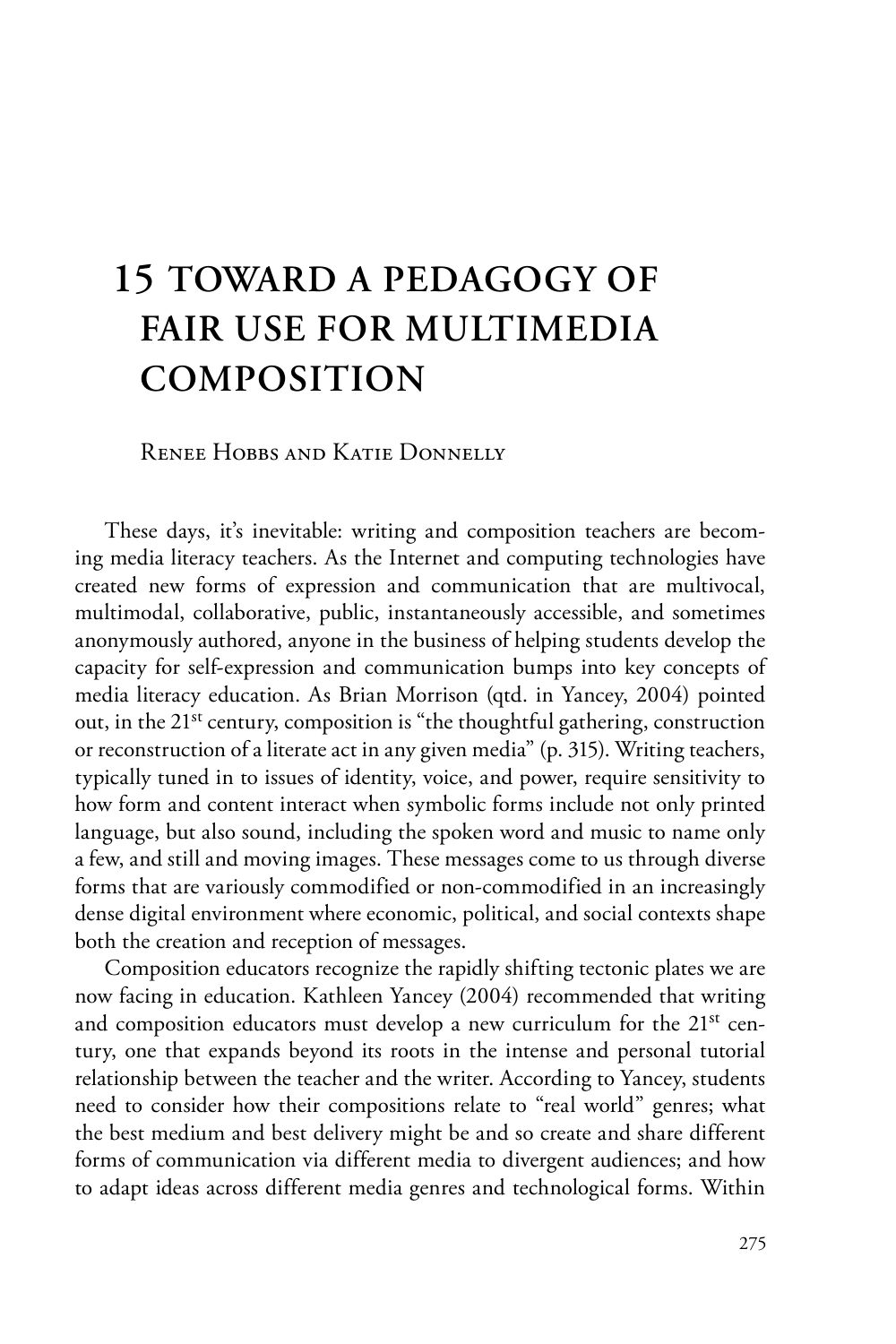# 15 Toward a Pedagogy of Fair Use for Multimedia Composition

Renee Hobbs and Katie Donnelly

These days, it's inevitable: writing and composition teachers are becoming media literacy teachers. As the Internet and computing technologies have created new forms of expression and communication that are multivocal, multimodal, collaborative, public, instantaneously accessible, and sometimes anonymously authored, anyone in the business of helping students develop the capacity for self-expression and communication bumps into key concepts of media literacy education. As Brian Morrison (qtd. in Yancey, 2004) pointed out, in the 21st century, composition is "the thoughtful gathering, construction or reconstruction of a literate act in any given media" (p. 315). Writing teachers, typically tuned in to issues of identity, voice, and power, require sensitivity to how form and content interact when symbolic forms include not only printed language, but also sound, including the spoken word and music to name only a few, and still and moving images. These messages come to us through diverse forms that are variously commodified or non-commodified in an increasingly dense digital environment where economic, political, and social contexts shape both the creation and reception of messages.

Composition educators recognize the rapidly shifting tectonic plates we are now facing in education. Kathleen Yancey (2004) recommended that writing and composition educators must develop a new curriculum for the 21st century, one that expands beyond its roots in the intense and personal tutorial relationship between the teacher and the writer. According to Yancey, students need to consider how their compositions relate to "real world" genres; what the best medium and best delivery might be and so create and share different forms of communication via different media to divergent audiences; and how to adapt ideas across different media genres and technological forms. Within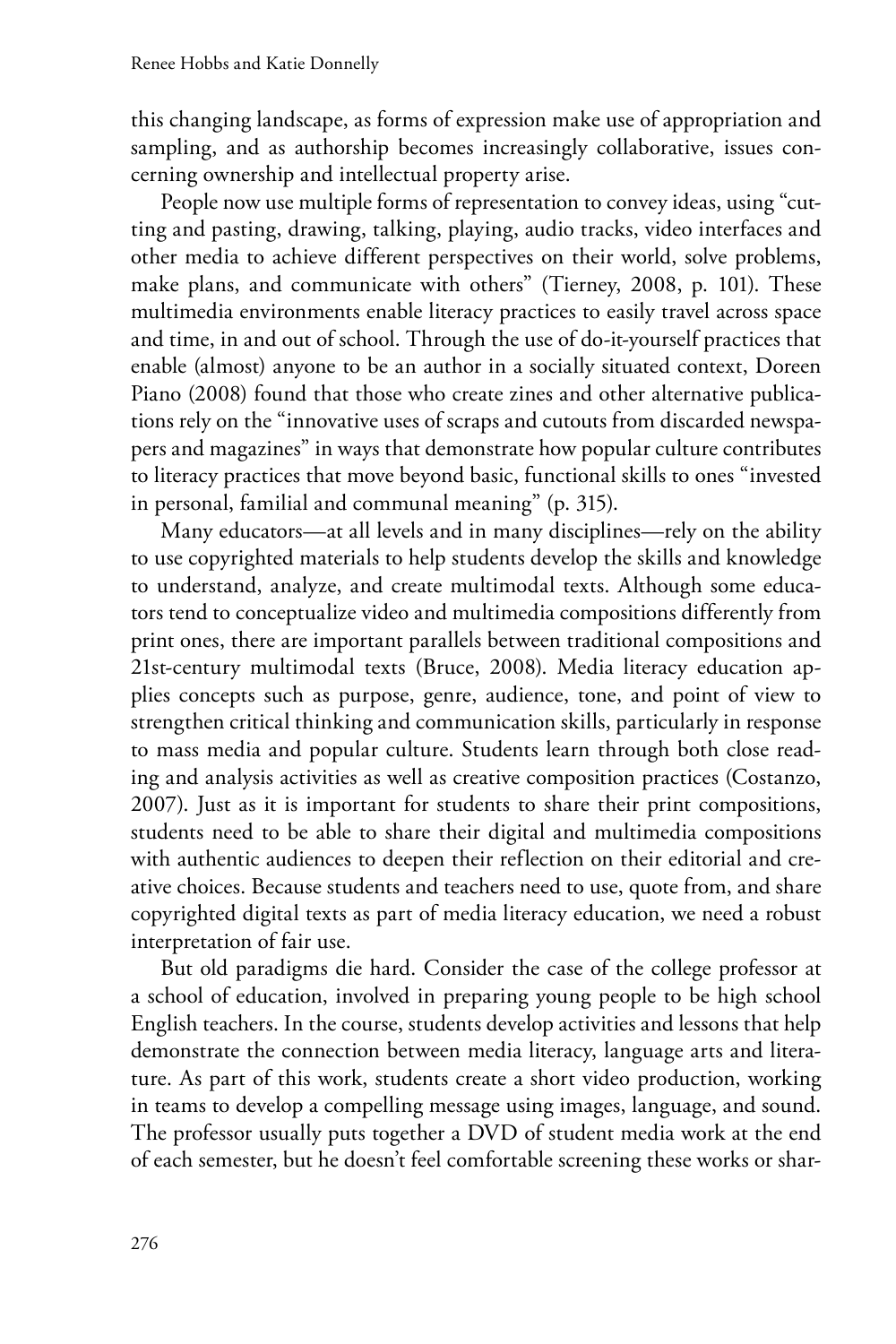this changing landscape, as forms of expression make use of appropriation and sampling, and as authorship becomes increasingly collaborative, issues concerning ownership and intellectual property arise.

People now use multiple forms of representation to convey ideas, using "cutting and pasting, drawing, talking, playing, audio tracks, video interfaces and other media to achieve different perspectives on their world, solve problems, make plans, and communicate with others" (Tierney, 2008, p. 101). These multimedia environments enable literacy practices to easily travel across space and time, in and out of school. Through the use of do-it-yourself practices that enable (almost) anyone to be an author in a socially situated context, Doreen Piano (2008) found that those who create zines and other alternative publications rely on the "innovative uses of scraps and cutouts from discarded newspapers and magazines" in ways that demonstrate how popular culture contributes to literacy practices that move beyond basic, functional skills to ones "invested in personal, familial and communal meaning" (p. 315).

Many educators—at all levels and in many disciplines—rely on the ability to use copyrighted materials to help students develop the skills and knowledge to understand, analyze, and create multimodal texts. Although some educators tend to conceptualize video and multimedia compositions differently from print ones, there are important parallels between traditional compositions and 21st-century multimodal texts (Bruce, 2008). Media literacy education applies concepts such as purpose, genre, audience, tone, and point of view to strengthen critical thinking and communication skills, particularly in response to mass media and popular culture. Students learn through both close reading and analysis activities as well as creative composition practices (Costanzo, 2007). Just as it is important for students to share their print compositions, students need to be able to share their digital and multimedia compositions with authentic audiences to deepen their reflection on their editorial and creative choices. Because students and teachers need to use, quote from, and share copyrighted digital texts as part of media literacy education, we need a robust interpretation of fair use.

But old paradigms die hard. Consider the case of the college professor at a school of education, involved in preparing young people to be high school English teachers. In the course, students develop activities and lessons that help demonstrate the connection between media literacy, language arts and literature. As part of this work, students create a short video production, working in teams to develop a compelling message using images, language, and sound. The professor usually puts together a DVD of student media work at the end of each semester, but he doesn't feel comfortable screening these works or shar-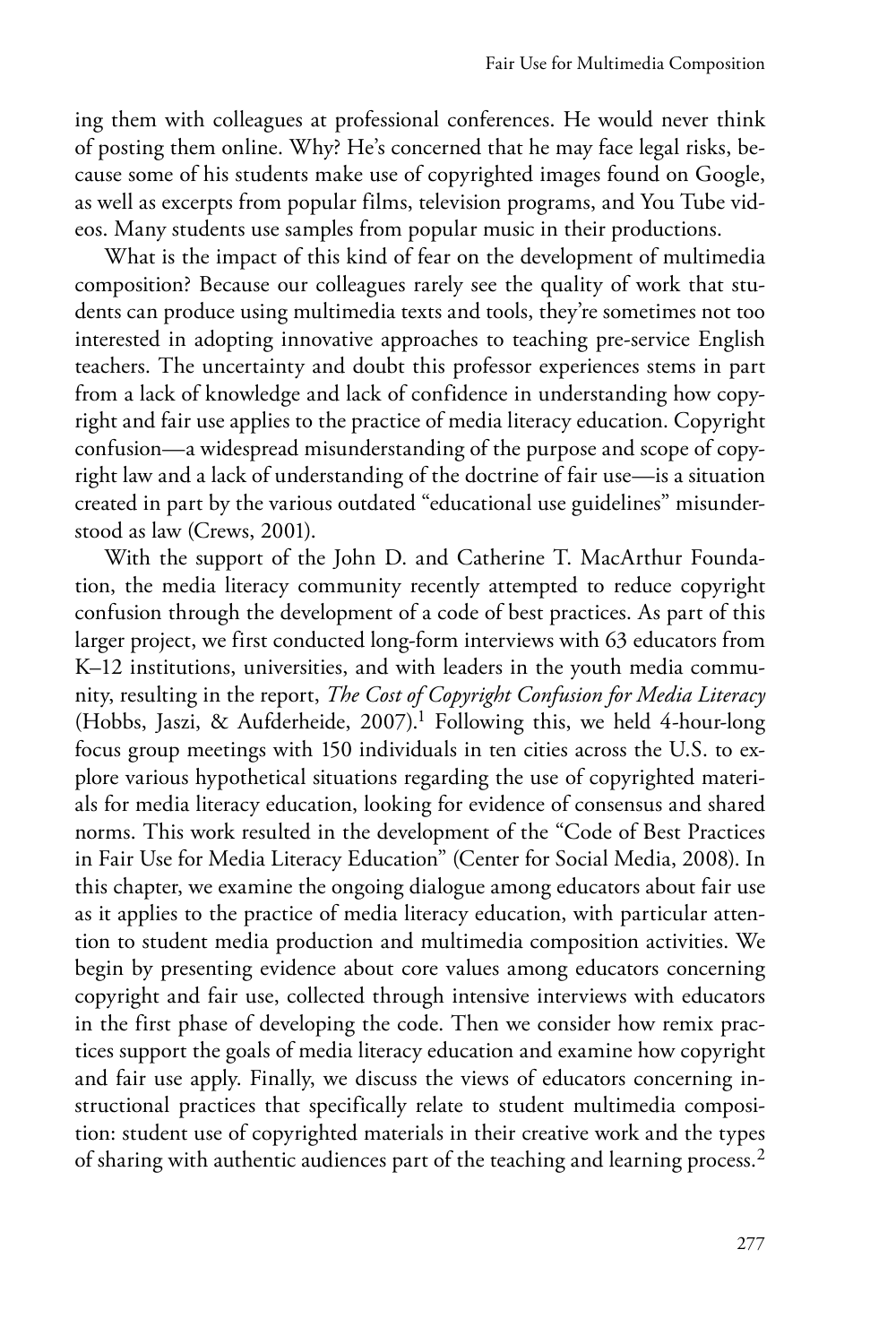ing them with colleagues at professional conferences. He would never think of posting them online. Why? He's concerned that he may face legal risks, because some of his students make use of copyrighted images found on Google, as well as excerpts from popular films, television programs, and You Tube videos. Many students use samples from popular music in their productions.

What is the impact of this kind of fear on the development of multimedia composition? Because our colleagues rarely see the quality of work that students can produce using multimedia texts and tools, they're sometimes not too interested in adopting innovative approaches to teaching pre-service English teachers. The uncertainty and doubt this professor experiences stems in part from a lack of knowledge and lack of confidence in understanding how copyright and fair use applies to the practice of media literacy education. Copyright confusion—a widespread misunderstanding of the purpose and scope of copyright law and a lack of understanding of the doctrine of fair use—is a situation created in part by the various outdated "educational use guidelines" misunderstood as law (Crews, 2001).

With the support of the John D. and Catherine T. MacArthur Foundation, the media literacy community recently attempted to reduce copyright confusion through the development of a code of best practices. As part of this larger project, we first conducted long-form interviews with 63 educators from K–12 institutions, universities, and with leaders in the youth media community, resulting in the report, *The Cost of Copyright Confusion for Media Literacy* (Hobbs, Jaszi, & Aufderheide, 2007).[1] Following this, we held 4-hour-long focus group meetings with 150 individuals in ten cities across the U.S. to explore various hypothetical situations regarding the use of copyrighted materials for media literacy education, looking for evidence of consensus and shared norms. This work resulted in the development of the "Code of Best Practices in Fair Use for Media Literacy Education" (Center for Social Media, 2008). In this chapter, we examine the ongoing dialogue among educators about fair use as it applies to the practice of media literacy education, with particular attention to student media production and multimedia composition activities. We begin by presenting evidence about core values among educators concerning copyright and fair use, collected through intensive interviews with educators in the first phase of developing the code. Then we consider how remix practices support the goals of media literacy education and examine how copyright and fair use apply. Finally, we discuss the views of educators concerning instructional practices that specifically relate to student multimedia composition: student use of copyrighted materials in their creative work and the types of sharing with authentic audiences part of the teaching and learning process.[2]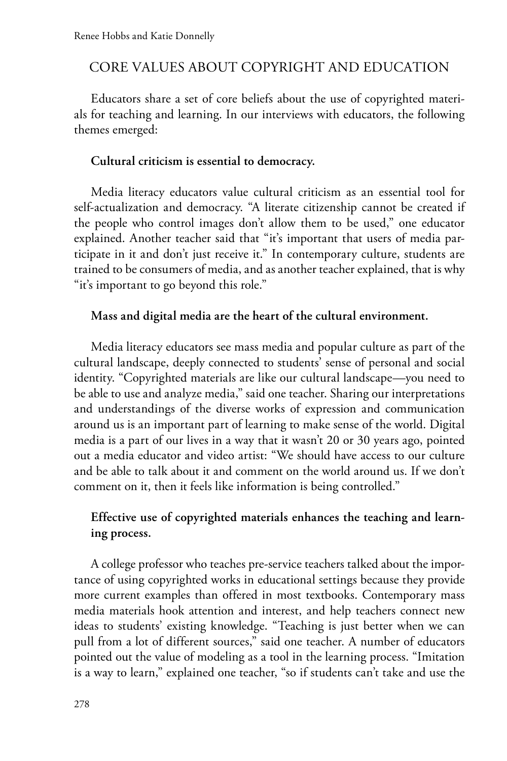## CORE VALUES ABOUT COPYRIGHT AND EDUCATION

Educators share a set of core beliefs about the use of copyrighted materials for teaching and learning. In our interviews with educators, the following themes emerged:

**Cultural criticism is essential to democracy.**

Media literacy educators value cultural criticism as an essential tool for self-actualization and democracy. "A literate citizenship cannot be created if the people who control images don't allow them to be used," one educator explained. Another teacher said that "it's important that users of media participate in it and don't just receive it." In contemporary culture, students are trained to be consumers of media, and as another teacher explained, that is why "it's important to go beyond this role."

**Mass and digital media are the heart of the cultural environment.**

Media literacy educators see mass media and popular culture as part of the cultural landscape, deeply connected to students' sense of personal and social identity. "Copyrighted materials are like our cultural landscape—you need to be able to use and analyze media," said one teacher. Sharing our interpretations and understandings of the diverse works of expression and communication around us is an important part of learning to make sense of the world. Digital media is a part of our lives in a way that it wasn't 20 or 30 years ago, pointed out a media educator and video artist: "We should have access to our culture and be able to talk about it and comment on the world around us. If we don't comment on it, then it feels like information is being controlled."

**Effective use of copyrighted materials enhances the teaching and learning process.**

A college professor who teaches pre-service teachers talked about the importance of using copyrighted works in educational settings because they provide more current examples than offered in most textbooks. Contemporary mass media materials hook attention and interest, and help teachers connect new ideas to students' existing knowledge. "Teaching is just better when we can pull from a lot of different sources," said one teacher. A number of educators pointed out the value of modeling as a tool in the learning process. "Imitation is a way to learn," explained one teacher, "so if students can't take and use the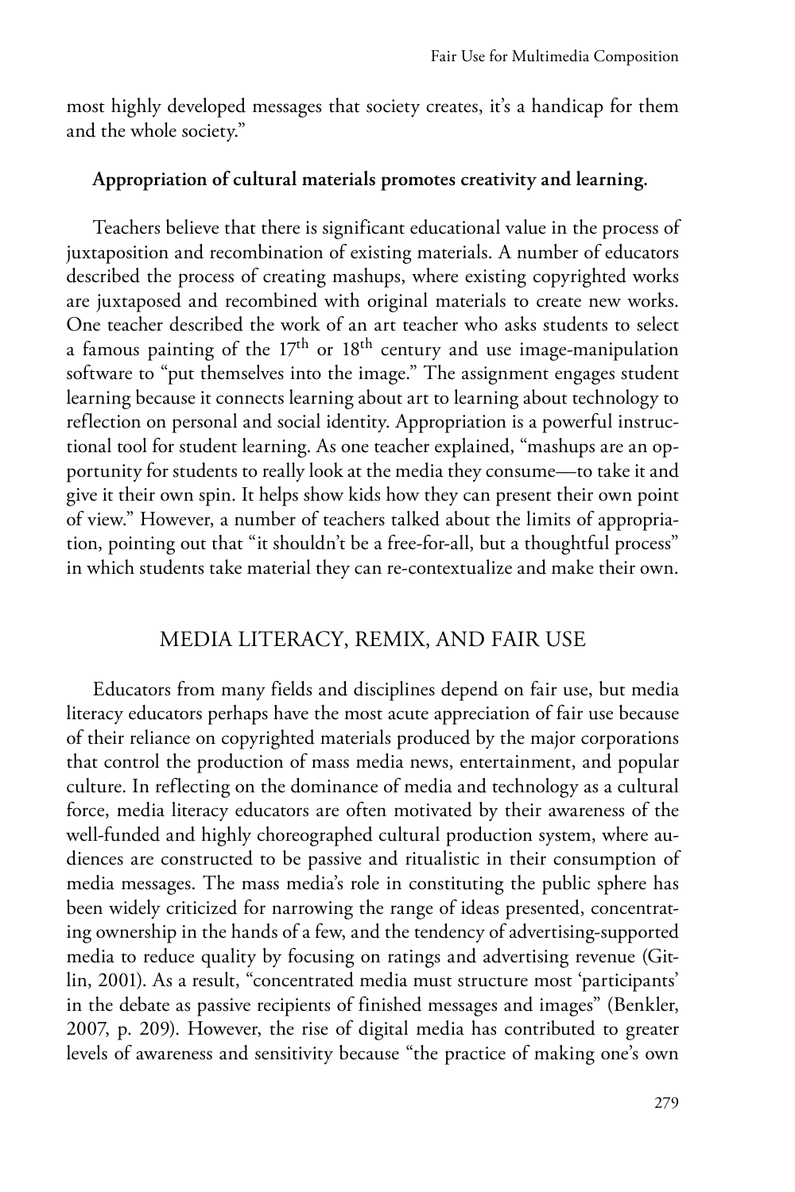most highly developed messages that society creates, it's a handicap for them and the whole society."

**Appropriation of cultural materials promotes creativity and learning.**

Teachers believe that there is significant educational value in the process of juxtaposition and recombination of existing materials. A number of educators described the process of creating mashups, where existing copyrighted works are juxtaposed and recombined with original materials to create new works. One teacher described the work of an art teacher who asks students to select a famous painting of the 17th or 18th century and use image-manipulation software to "put themselves into the image." The assignment engages student learning because it connects learning about art to learning about technology to reflection on personal and social identity. Appropriation is a powerful instructional tool for student learning. As one teacher explained, "mashups are an opportunity for students to really look at the media they consume—to take it and give it their own spin. It helps show kids how they can present their own point of view." However, a number of teachers talked about the limits of appropriation, pointing out that "it shouldn't be a free-for-all, but a thoughtful process" in which students take material they can re-contextualize and make their own.

## MEDIA LITERACY, REMIX, AND FAIR USE

Educators from many fields and disciplines depend on fair use, but media literacy educators perhaps have the most acute appreciation of fair use because of their reliance on copyrighted materials produced by the major corporations that control the production of mass media news, entertainment, and popular culture. In reflecting on the dominance of media and technology as a cultural force, media literacy educators are often motivated by their awareness of the well-funded and highly choreographed cultural production system, where audiences are constructed to be passive and ritualistic in their consumption of media messages. The mass media's role in constituting the public sphere has been widely criticized for narrowing the range of ideas presented, concentrating ownership in the hands of a few, and the tendency of advertising-supported media to reduce quality by focusing on ratings and advertising revenue (Gitlin, 2001). As a result, "concentrated media must structure most 'participants' in the debate as passive recipients of finished messages and images" (Benkler, 2007, p. 209). However, the rise of digital media has contributed to greater levels of awareness and sensitivity because "the practice of making one's own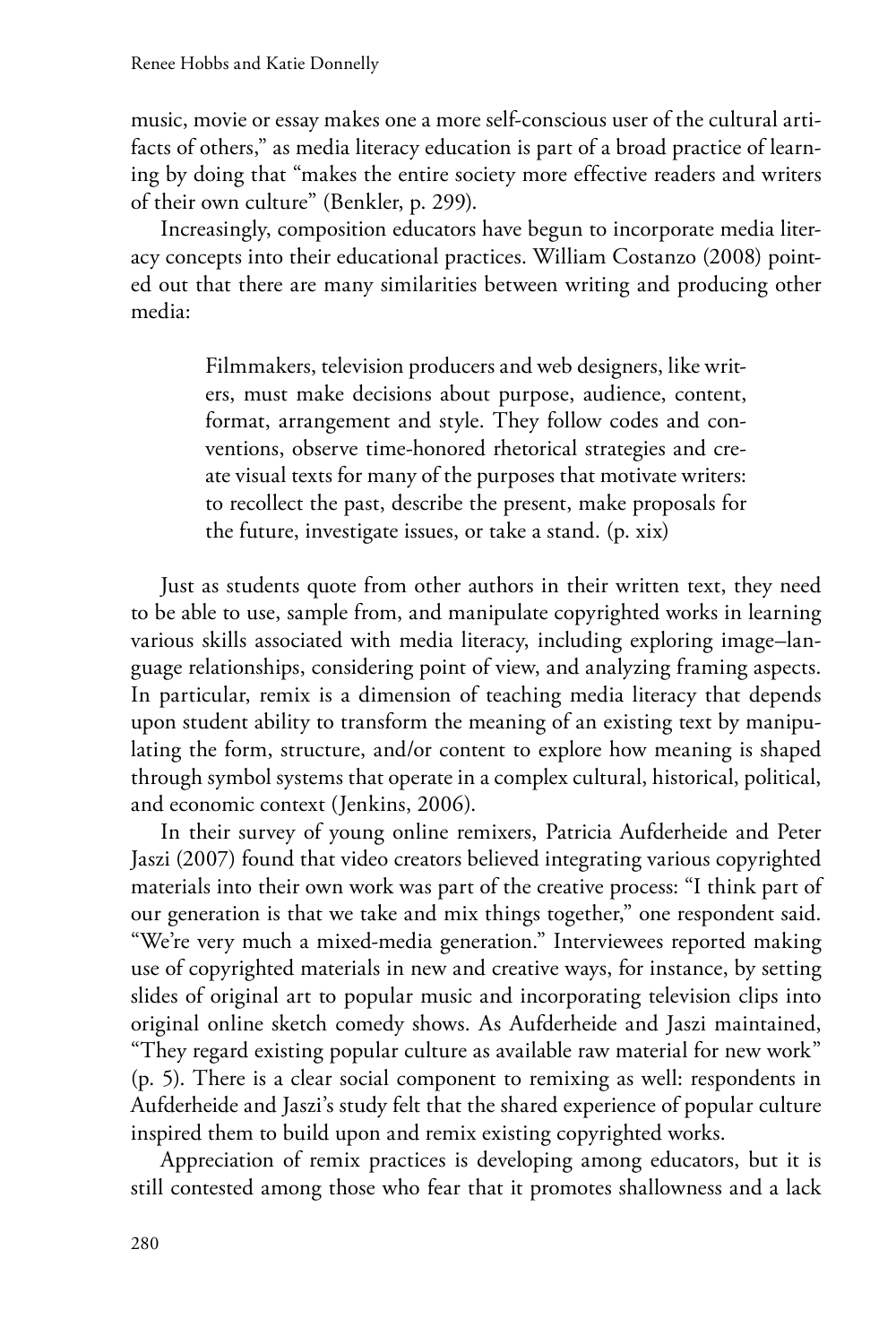music, movie or essay makes one a more self-conscious user of the cultural artifacts of others," as media literacy education is part of a broad practice of learning by doing that "makes the entire society more effective readers and writers of their own culture" (Benkler, p. 299).

Increasingly, composition educators have begun to incorporate media literacy concepts into their educational practices. William Costanzo (2008) pointed out that there are many similarities between writing and producing other media:

> Filmmakers, television producers and web designers, like writers, must make decisions about purpose, audience, content, format, arrangement and style. They follow codes and conventions, observe time-honored rhetorical strategies and create visual texts for many of the purposes that motivate writers: to recollect the past, describe the present, make proposals for the future, investigate issues, or take a stand. (p. xix)

Just as students quote from other authors in their written text, they need to be able to use, sample from, and manipulate copyrighted works in learning various skills associated with media literacy, including exploring image–language relationships, considering point of view, and analyzing framing aspects. In particular, remix is a dimension of teaching media literacy that depends upon student ability to transform the meaning of an existing text by manipulating the form, structure, and/or content to explore how meaning is shaped through symbol systems that operate in a complex cultural, historical, political, and economic context (Jenkins, 2006).

In their survey of young online remixers, Patricia Aufderheide and Peter Jaszi (2007) found that video creators believed integrating various copyrighted materials into their own work was part of the creative process: "I think part of our generation is that we take and mix things together," one respondent said. "We're very much a mixed-media generation." Interviewees reported making use of copyrighted materials in new and creative ways, for instance, by setting slides of original art to popular music and incorporating television clips into original online sketch comedy shows. As Aufderheide and Jaszi maintained, "They regard existing popular culture as available raw material for new work" (p. 5). There is a clear social component to remixing as well: respondents in Aufderheide and Jaszi's study felt that the shared experience of popular culture inspired them to build upon and remix existing copyrighted works.

Appreciation of remix practices is developing among educators, but it is still contested among those who fear that it promotes shallowness and a lack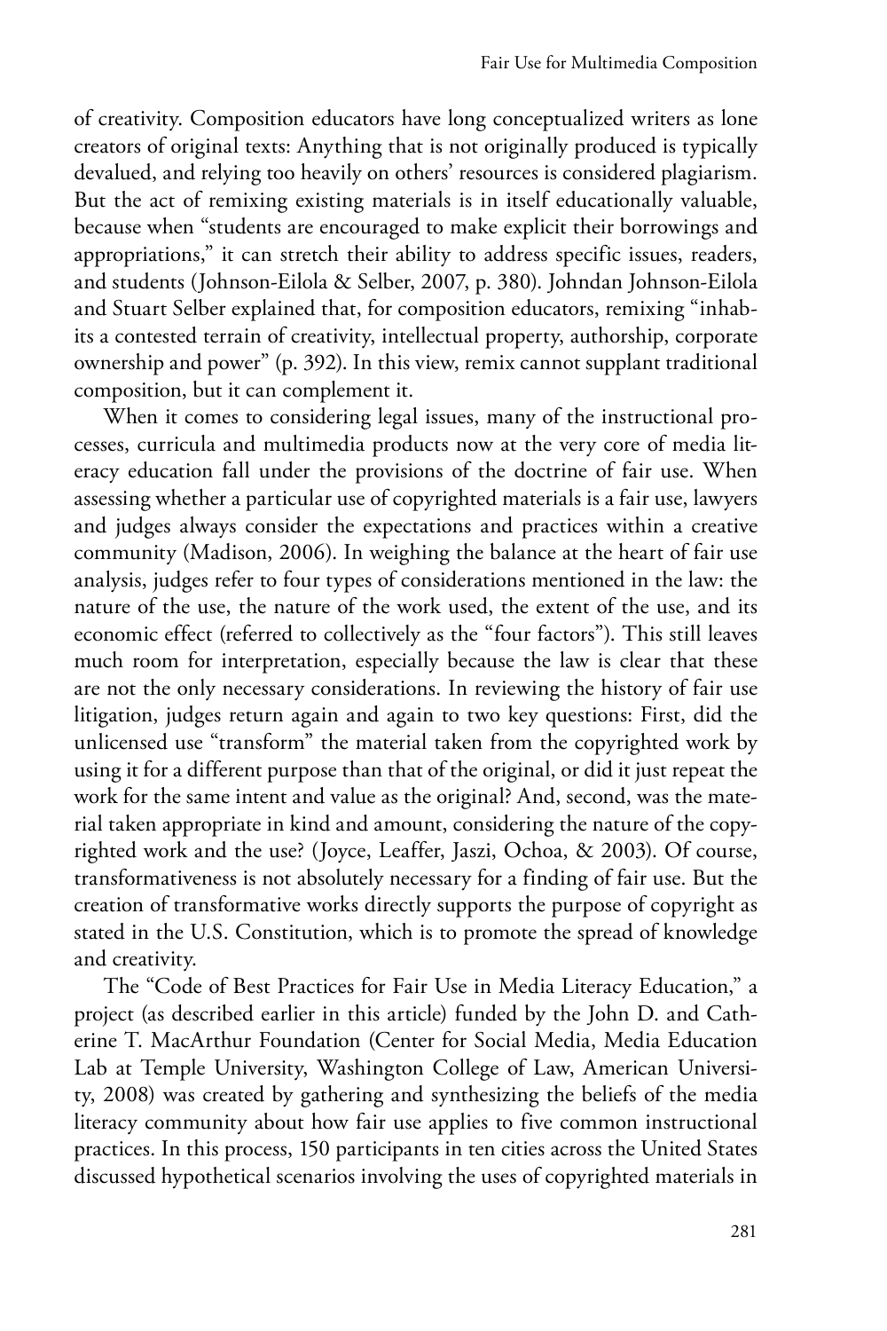of creativity. Composition educators have long conceptualized writers as lone creators of original texts: Anything that is not originally produced is typically devalued, and relying too heavily on others' resources is considered plagiarism. But the act of remixing existing materials is in itself educationally valuable, because when "students are encouraged to make explicit their borrowings and appropriations," it can stretch their ability to address specific issues, readers, and students (Johnson-Eilola & Selber, 2007, p. 380). Johndan Johnson-Eilola and Stuart Selber explained that, for composition educators, remixing "inhabits a contested terrain of creativity, intellectual property, authorship, corporate ownership and power" (p. 392). In this view, remix cannot supplant traditional composition, but it can complement it.

When it comes to considering legal issues, many of the instructional processes, curricula and multimedia products now at the very core of media literacy education fall under the provisions of the doctrine of fair use. When assessing whether a particular use of copyrighted materials is a fair use, lawyers and judges always consider the expectations and practices within a creative community (Madison, 2006). In weighing the balance at the heart of fair use analysis, judges refer to four types of considerations mentioned in the law: the nature of the use, the nature of the work used, the extent of the use, and its economic effect (referred to collectively as the "four factors"). This still leaves much room for interpretation, especially because the law is clear that these are not the only necessary considerations. In reviewing the history of fair use litigation, judges return again and again to two key questions: First, did the unlicensed use "transform" the material taken from the copyrighted work by using it for a different purpose than that of the original, or did it just repeat the work for the same intent and value as the original? And, second, was the material taken appropriate in kind and amount, considering the nature of the copyrighted work and the use? (Joyce, Leaffer, Jaszi, Ochoa, & 2003). Of course, transformativeness is not absolutely necessary for a finding of fair use. But the creation of transformative works directly supports the purpose of copyright as stated in the U.S. Constitution, which is to promote the spread of knowledge and creativity.

The "Code of Best Practices for Fair Use in Media Literacy Education," a project (as described earlier in this article) funded by the John D. and Catherine T. MacArthur Foundation (Center for Social Media, Media Education Lab at Temple University, Washington College of Law, American University, 2008) was created by gathering and synthesizing the beliefs of the media literacy community about how fair use applies to five common instructional practices. In this process, 150 participants in ten cities across the United States discussed hypothetical scenarios involving the uses of copyrighted materials in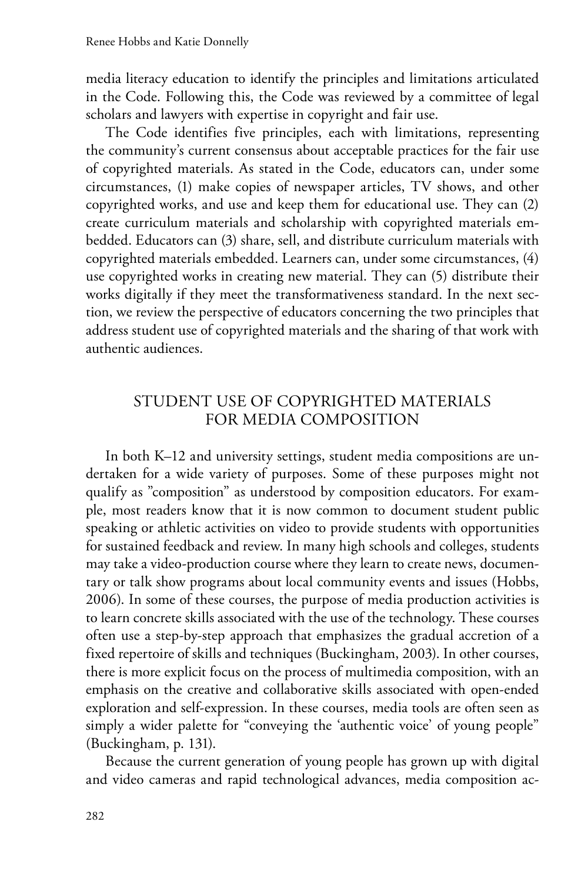media literacy education to identify the principles and limitations articulated in the Code. Following this, the Code was reviewed by a committee of legal scholars and lawyers with expertise in copyright and fair use.

The Code identifies five principles, each with limitations, representing the community's current consensus about acceptable practices for the fair use of copyrighted materials. As stated in the Code, educators can, under some circumstances, (1) make copies of newspaper articles, TV shows, and other copyrighted works, and use and keep them for educational use. They can (2) create curriculum materials and scholarship with copyrighted materials embedded. Educators can (3) share, sell, and distribute curriculum materials with copyrighted materials embedded. Learners can, under some circumstances, (4) use copyrighted works in creating new material. They can (5) distribute their works digitally if they meet the transformativeness standard. In the next section, we review the perspective of educators concerning the two principles that address student use of copyrighted materials and the sharing of that work with authentic audiences.

## STUDENT USE OF COPYRIGHTED MATERIALS FOR MEDIA COMPOSITION

In both K–12 and university settings, student media compositions are undertaken for a wide variety of purposes. Some of these purposes might not qualify as "composition" as understood by composition educators. For example, most readers know that it is now common to document student public speaking or athletic activities on video to provide students with opportunities for sustained feedback and review. In many high schools and colleges, students may take a video-production course where they learn to create news, documentary or talk show programs about local community events and issues (Hobbs, 2006). In some of these courses, the purpose of media production activities is to learn concrete skills associated with the use of the technology. These courses often use a step-by-step approach that emphasizes the gradual accretion of a fixed repertoire of skills and techniques (Buckingham, 2003). In other courses, there is more explicit focus on the process of multimedia composition, with an emphasis on the creative and collaborative skills associated with open-ended exploration and self-expression. In these courses, media tools are often seen as simply a wider palette for "conveying the 'authentic voice' of young people" (Buckingham, p. 131).

Because the current generation of young people has grown up with digital and video cameras and rapid technological advances, media composition ac-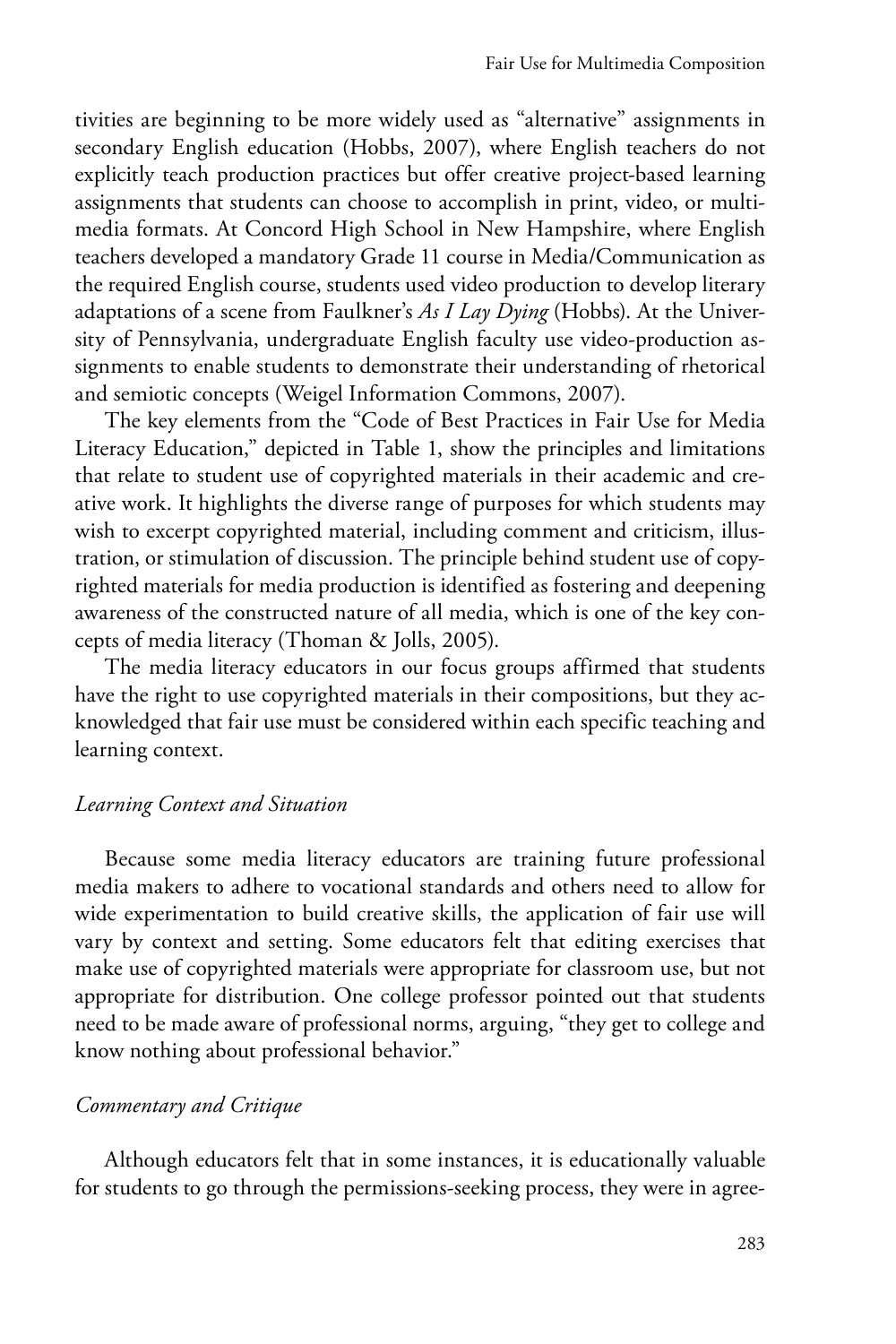tivities are beginning to be more widely used as "alternative" assignments in secondary English education (Hobbs, 2007), where English teachers do not explicitly teach production practices but offer creative project-based learning assignments that students can choose to accomplish in print, video, or multimedia formats. At Concord High School in New Hampshire, where English teachers developed a mandatory Grade 11 course in Media/Communication as the required English course, students used video production to develop literary adaptations of a scene from Faulkner's *As I Lay Dying* (Hobbs). At the University of Pennsylvania, undergraduate English faculty use video-production assignments to enable students to demonstrate their understanding of rhetorical and semiotic concepts (Weigel Information Commons, 2007).

The key elements from the "Code of Best Practices in Fair Use for Media Literacy Education," depicted in Table 1, show the principles and limitations that relate to student use of copyrighted materials in their academic and creative work. It highlights the diverse range of purposes for which students may wish to excerpt copyrighted material, including comment and criticism, illustration, or stimulation of discussion. The principle behind student use of copyrighted materials for media production is identified as fostering and deepening awareness of the constructed nature of all media, which is one of the key concepts of media literacy (Thoman & Jolls, 2005).

The media literacy educators in our focus groups affirmed that students have the right to use copyrighted materials in their compositions, but they acknowledged that fair use must be considered within each specific teaching and learning context.

### *Learning Context and Situation*

Because some media literacy educators are training future professional media makers to adhere to vocational standards and others need to allow for wide experimentation to build creative skills, the application of fair use will vary by context and setting. Some educators felt that editing exercises that make use of copyrighted materials were appropriate for classroom use, but not appropriate for distribution. One college professor pointed out that students need to be made aware of professional norms, arguing, "they get to college and know nothing about professional behavior."

### *Commentary and Critique*

Although educators felt that in some instances, it is educationally valuable for students to go through the permissions-seeking process, they were in agree-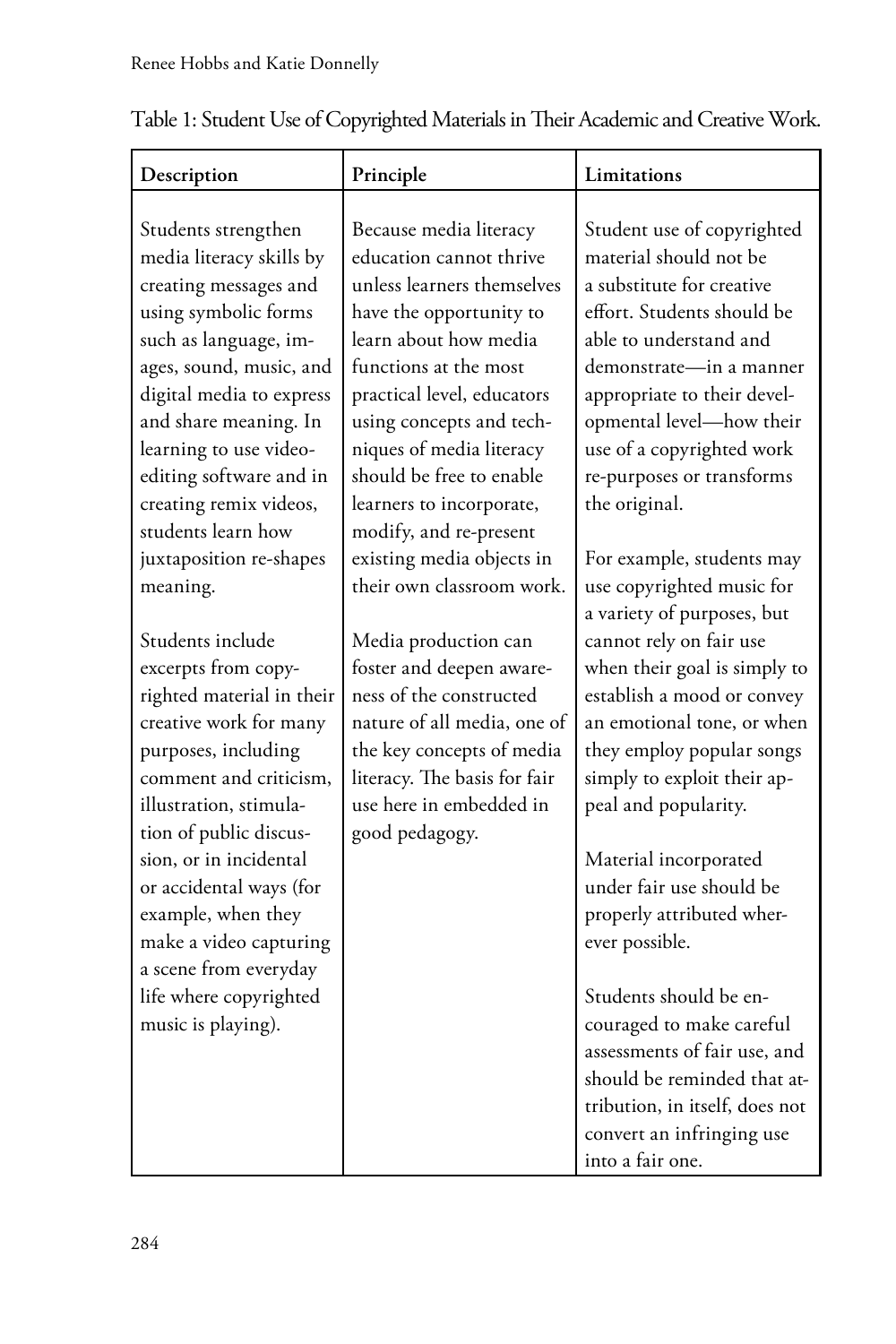Table 1: Student Use of Copyrighted Materials in Their Academic and Creative Work.

| Description | Principle | Limitations |
|---|---|---|
| Students strengthen media literacy skills by creating messages and using symbolic forms such as language, images, sound, music, and digital media to express and share meaning. In learning to use video-editing software and in creating remix videos, students learn how juxtaposition re-shapes meaning.<br><br>Students include excerpts from copyrighted material in their creative work for many purposes, including comment and criticism, illustration, stimulation of public discussion, or in incidental or accidental ways (for example, when they make a video capturing a scene from everyday life where copyrighted music is playing). | Because media literacy education cannot thrive unless learners themselves have the opportunity to learn about how media functions at the most practical level, educators using concepts and techniques of media literacy should be free to enable learners to incorporate, modify, and re-present existing media objects in their own classroom work.<br><br>Media production can foster and deepen awareness of the constructed nature of all media, one of the key concepts of media literacy. The basis for fair use here in embedded in good pedagogy. | Student use of copyrighted material should not be a substitute for creative effort. Students should be able to understand and demonstrate—in a manner appropriate to their developmental level—how their use of a copyrighted work re-purposes or transforms the original.<br><br>For example, students may use copyrighted music for a variety of purposes, but cannot rely on fair use when their goal is simply to establish a mood or convey an emotional tone, or when they employ popular songs simply to exploit their appeal and popularity.<br><br>Material incorporated under fair use should be properly attributed wherever possible.<br><br>Students should be encouraged to make careful assessments of fair use, and should be reminded that attribution, in itself, does not convert an infringing use into a fair one. |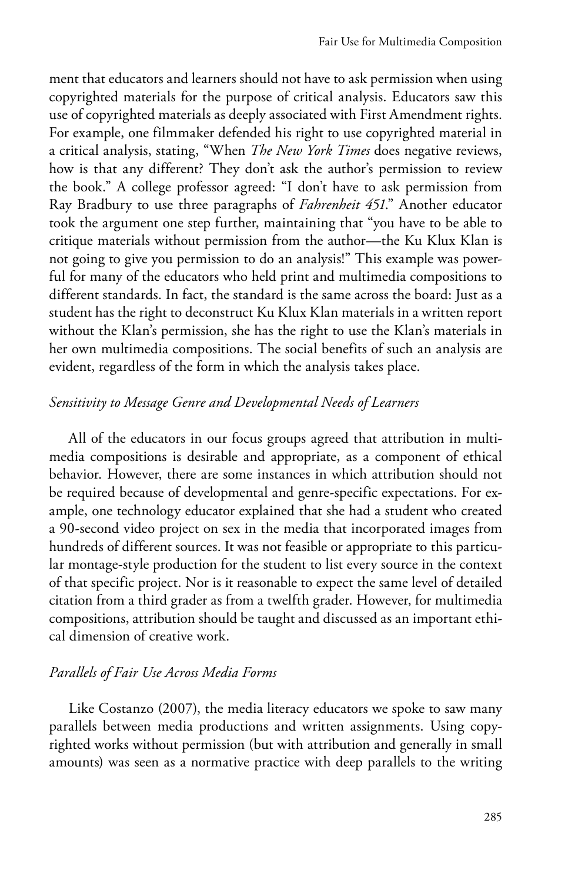ment that educators and learners should not have to ask permission when using copyrighted materials for the purpose of critical analysis. Educators saw this use of copyrighted materials as deeply associated with First Amendment rights. For example, one filmmaker defended his right to use copyrighted material in a critical analysis, stating, "When *The New York Times* does negative reviews, how is that any different? They don't ask the author's permission to review the book." A college professor agreed: "I don't have to ask permission from Ray Bradbury to use three paragraphs of *Fahrenheit 451*." Another educator took the argument one step further, maintaining that "you have to be able to critique materials without permission from the author—the Ku Klux Klan is not going to give you permission to do an analysis!" This example was powerful for many of the educators who held print and multimedia compositions to different standards. In fact, the standard is the same across the board: Just as a student has the right to deconstruct Ku Klux Klan materials in a written report without the Klan's permission, she has the right to use the Klan's materials in her own multimedia compositions. The social benefits of such an analysis are evident, regardless of the form in which the analysis takes place.

### *Sensitivity to Message Genre and Developmental Needs of Learners*

All of the educators in our focus groups agreed that attribution in multimedia compositions is desirable and appropriate, as a component of ethical behavior. However, there are some instances in which attribution should not be required because of developmental and genre-specific expectations. For example, one technology educator explained that she had a student who created a 90-second video project on sex in the media that incorporated images from hundreds of different sources. It was not feasible or appropriate to this particular montage-style production for the student to list every source in the context of that specific project. Nor is it reasonable to expect the same level of detailed citation from a third grader as from a twelfth grader. However, for multimedia compositions, attribution should be taught and discussed as an important ethical dimension of creative work.

### *Parallels of Fair Use Across Media Forms*

Like Costanzo (2007), the media literacy educators we spoke to saw many parallels between media productions and written assignments. Using copyrighted works without permission (but with attribution and generally in small amounts) was seen as a normative practice with deep parallels to the writing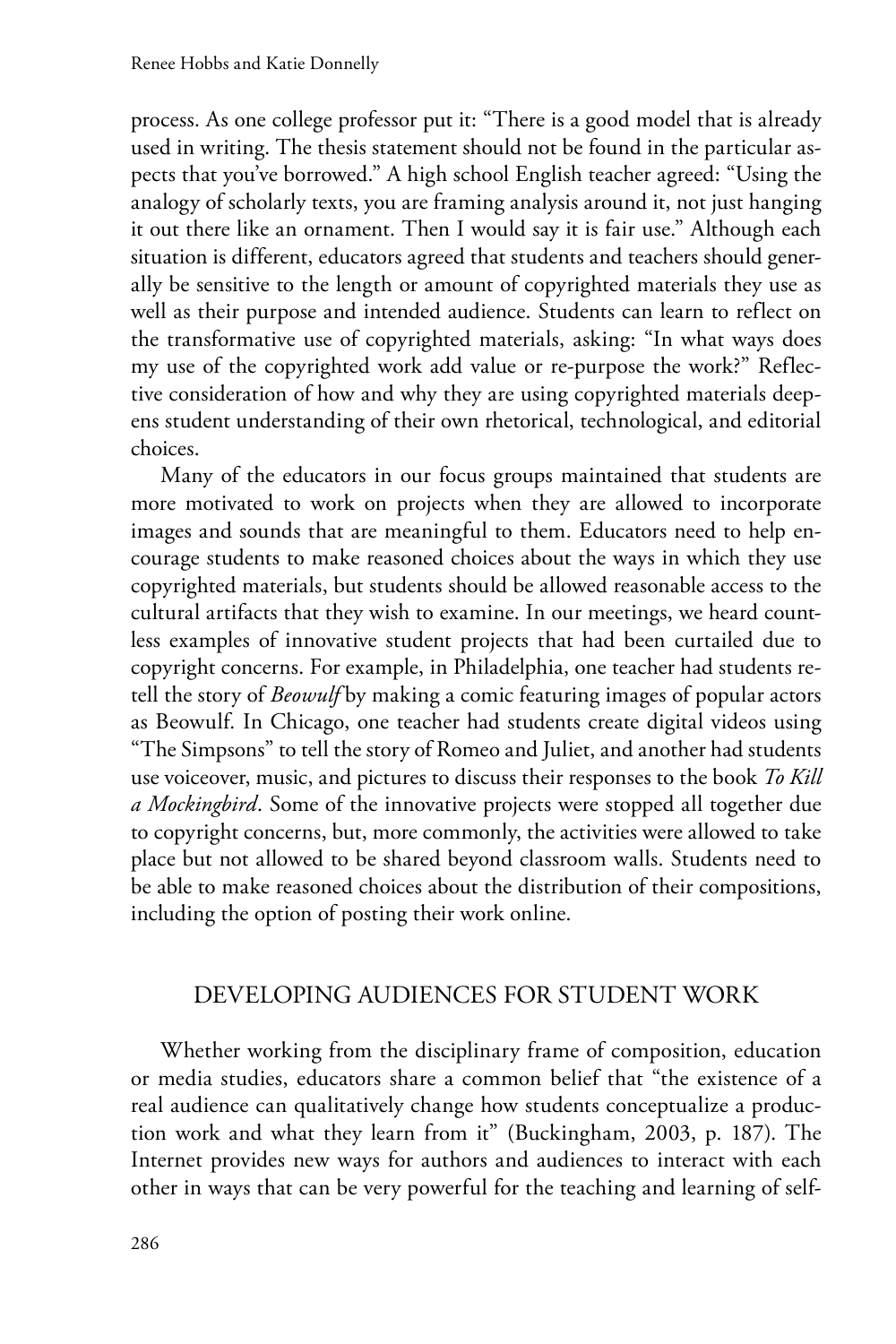process. As one college professor put it: "There is a good model that is already used in writing. The thesis statement should not be found in the particular aspects that you've borrowed." A high school English teacher agreed: "Using the analogy of scholarly texts, you are framing analysis around it, not just hanging it out there like an ornament. Then I would say it is fair use." Although each situation is different, educators agreed that students and teachers should generally be sensitive to the length or amount of copyrighted materials they use as well as their purpose and intended audience. Students can learn to reflect on the transformative use of copyrighted materials, asking: "In what ways does my use of the copyrighted work add value or re-purpose the work?" Reflective consideration of how and why they are using copyrighted materials deepens student understanding of their own rhetorical, technological, and editorial choices.

Many of the educators in our focus groups maintained that students are more motivated to work on projects when they are allowed to incorporate images and sounds that are meaningful to them. Educators need to help encourage students to make reasoned choices about the ways in which they use copyrighted materials, but students should be allowed reasonable access to the cultural artifacts that they wish to examine. In our meetings, we heard countless examples of innovative student projects that had been curtailed due to copyright concerns. For example, in Philadelphia, one teacher had students retell the story of *Beowulf* by making a comic featuring images of popular actors as Beowulf. In Chicago, one teacher had students create digital videos using "The Simpsons" to tell the story of Romeo and Juliet, and another had students use voiceover, music, and pictures to discuss their responses to the book *To Kill a Mockingbird*. Some of the innovative projects were stopped all together due to copyright concerns, but, more commonly, the activities were allowed to take place but not allowed to be shared beyond classroom walls. Students need to be able to make reasoned choices about the distribution of their compositions, including the option of posting their work online.

## DEVELOPING AUDIENCES FOR STUDENT WORK

Whether working from the disciplinary frame of composition, education or media studies, educators share a common belief that "the existence of a real audience can qualitatively change how students conceptualize a production work and what they learn from it" (Buckingham, 2003, p. 187). The Internet provides new ways for authors and audiences to interact with each other in ways that can be very powerful for the teaching and learning of self-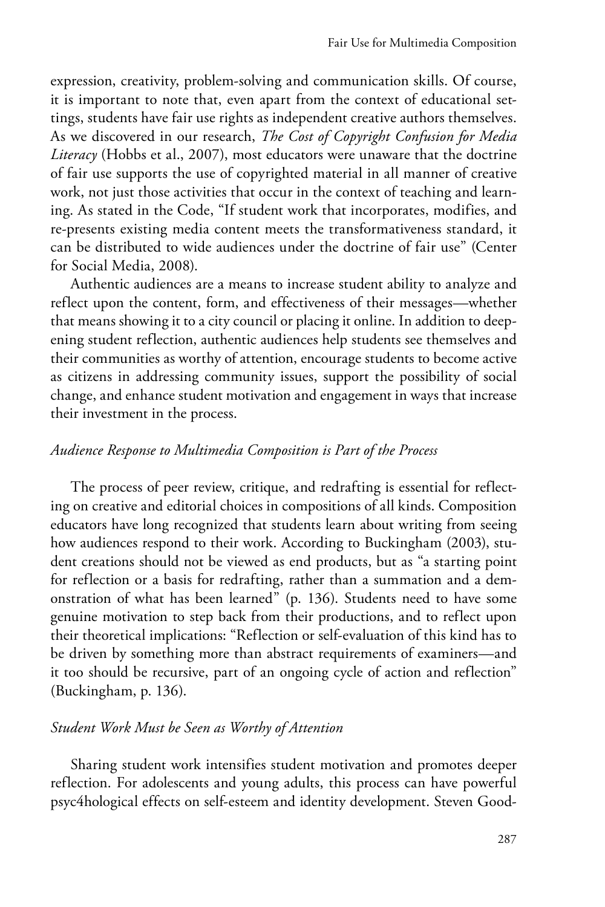expression, creativity, problem-solving and communication skills. Of course, it is important to note that, even apart from the context of educational settings, students have fair use rights as independent creative authors themselves. As we discovered in our research, *The Cost of Copyright Confusion for Media Literacy* (Hobbs et al., 2007), most educators were unaware that the doctrine of fair use supports the use of copyrighted material in all manner of creative work, not just those activities that occur in the context of teaching and learning. As stated in the Code, "If student work that incorporates, modifies, and re-presents existing media content meets the transformativeness standard, it can be distributed to wide audiences under the doctrine of fair use" (Center for Social Media, 2008).

Authentic audiences are a means to increase student ability to analyze and reflect upon the content, form, and effectiveness of their messages—whether that means showing it to a city council or placing it online. In addition to deepening student reflection, authentic audiences help students see themselves and their communities as worthy of attention, encourage students to become active as citizens in addressing community issues, support the possibility of social change, and enhance student motivation and engagement in ways that increase their investment in the process.

### *Audience Response to Multimedia Composition is Part of the Process*

The process of peer review, critique, and redrafting is essential for reflecting on creative and editorial choices in compositions of all kinds. Composition educators have long recognized that students learn about writing from seeing how audiences respond to their work. According to Buckingham (2003), student creations should not be viewed as end products, but as "a starting point for reflection or a basis for redrafting, rather than a summation and a demonstration of what has been learned" (p. 136). Students need to have some genuine motivation to step back from their productions, and to reflect upon their theoretical implications: "Reflection or self-evaluation of this kind has to be driven by something more than abstract requirements of examiners—and it too should be recursive, part of an ongoing cycle of action and reflection" (Buckingham, p. 136).

### *Student Work Must be Seen as Worthy of Attention*

Sharing student work intensifies student motivation and promotes deeper reflection. For adolescents and young adults, this process can have powerful psyc4hological effects on self-esteem and identity development. Steven Good-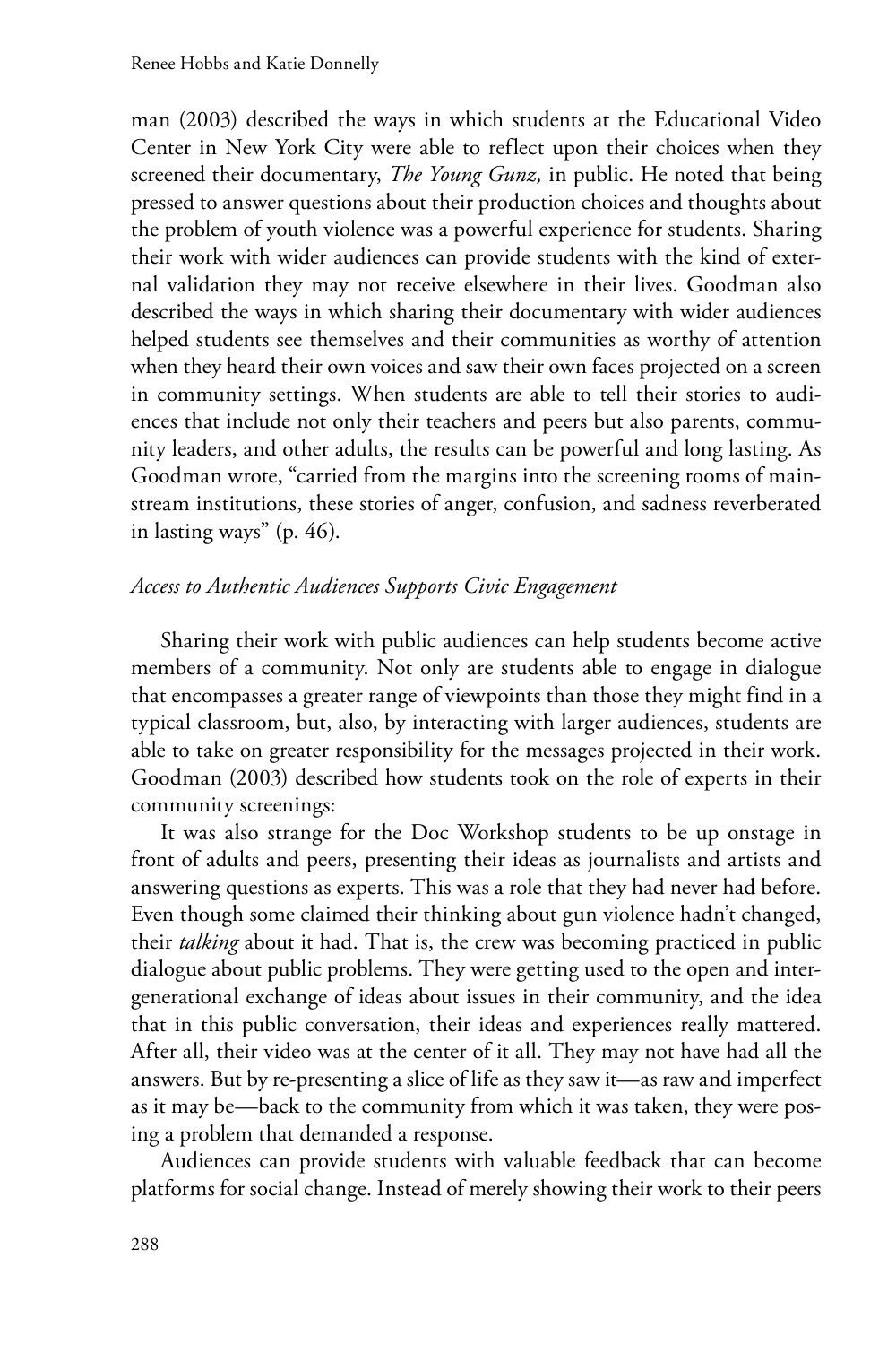man (2003) described the ways in which students at the Educational Video Center in New York City were able to reflect upon their choices when they screened their documentary, *The Young Gunz,* in public. He noted that being pressed to answer questions about their production choices and thoughts about the problem of youth violence was a powerful experience for students. Sharing their work with wider audiences can provide students with the kind of external validation they may not receive elsewhere in their lives. Goodman also described the ways in which sharing their documentary with wider audiences helped students see themselves and their communities as worthy of attention when they heard their own voices and saw their own faces projected on a screen in community settings. When students are able to tell their stories to audiences that include not only their teachers and peers but also parents, community leaders, and other adults, the results can be powerful and long lasting. As Goodman wrote, "carried from the margins into the screening rooms of mainstream institutions, these stories of anger, confusion, and sadness reverberated in lasting ways" (p. 46).

### *Access to Authentic Audiences Supports Civic Engagement*

Sharing their work with public audiences can help students become active members of a community. Not only are students able to engage in dialogue that encompasses a greater range of viewpoints than those they might find in a typical classroom, but, also, by interacting with larger audiences, students are able to take on greater responsibility for the messages projected in their work. Goodman (2003) described how students took on the role of experts in their community screenings:

> It was also strange for the Doc Workshop students to be up onstage in front of adults and peers, presenting their ideas as journalists and artists and answering questions as experts. This was a role that they had never had before. Even though some claimed their thinking about gun violence hadn't changed, their *talking* about it had. That is, the crew was becoming practiced in public dialogue about public problems. They were getting used to the open and intergenerational exchange of ideas about issues in their community, and the idea that in this public conversation, their ideas and experiences really mattered. After all, their video was at the center of it all. They may not have had all the answers. But by re-presenting a slice of life as they saw it—as raw and imperfect as it may be—back to the community from which it was taken, they were posing a problem that demanded a response.

Audiences can provide students with valuable feedback that can become platforms for social change. Instead of merely showing their work to their peers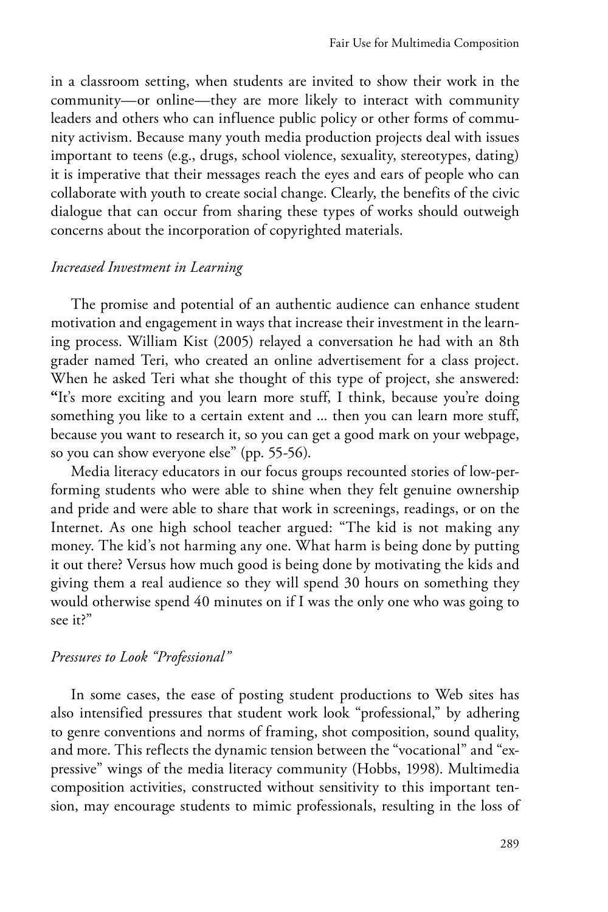in a classroom setting, when students are invited to show their work in the community—or online—they are more likely to interact with community leaders and others who can influence public policy or other forms of community activism. Because many youth media production projects deal with issues important to teens (e.g., drugs, school violence, sexuality, stereotypes, dating) it is imperative that their messages reach the eyes and ears of people who can collaborate with youth to create social change. Clearly, the benefits of the civic dialogue that can occur from sharing these types of works should outweigh concerns about the incorporation of copyrighted materials.

### *Increased Investment in Learning*

The promise and potential of an authentic audience can enhance student motivation and engagement in ways that increase their investment in the learning process. William Kist (2005) relayed a conversation he had with an 8th grader named Teri, who created an online advertisement for a class project. When he asked Teri what she thought of this type of project, she answered: "It's more exciting and you learn more stuff, I think, because you're doing something you like to a certain extent and ... then you can learn more stuff, because you want to research it, so you can get a good mark on your webpage, so you can show everyone else" (pp. 55-56).

Media literacy educators in our focus groups recounted stories of low-performing students who were able to shine when they felt genuine ownership and pride and were able to share that work in screenings, readings, or on the Internet. As one high school teacher argued: "The kid is not making any money. The kid's not harming any one. What harm is being done by putting it out there? Versus how much good is being done by motivating the kids and giving them a real audience so they will spend 30 hours on something they would otherwise spend 40 minutes on if I was the only one who was going to see it?"

### *Pressures to Look "Professional"*

In some cases, the ease of posting student productions to Web sites has also intensified pressures that student work look "professional," by adhering to genre conventions and norms of framing, shot composition, sound quality, and more. This reflects the dynamic tension between the "vocational" and "expressive" wings of the media literacy community (Hobbs, 1998). Multimedia composition activities, constructed without sensitivity to this important tension, may encourage students to mimic professionals, resulting in the loss of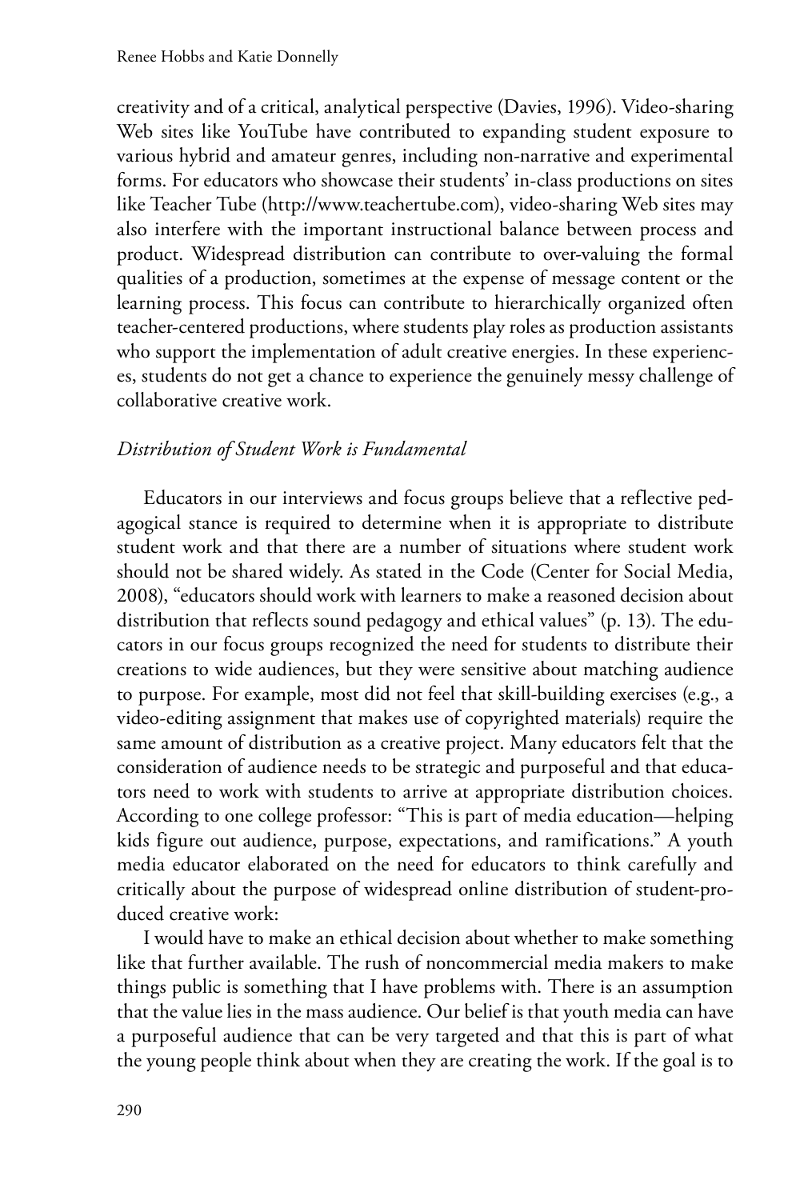creativity and of a critical, analytical perspective (Davies, 1996). Video-sharing Web sites like YouTube have contributed to expanding student exposure to various hybrid and amateur genres, including non-narrative and experimental forms. For educators who showcase their students' in-class productions on sites like Teacher Tube (http://www.teachertube.com), video-sharing Web sites may also interfere with the important instructional balance between process and product. Widespread distribution can contribute to over-valuing the formal qualities of a production, sometimes at the expense of message content or the learning process. This focus can contribute to hierarchically organized often teacher-centered productions, where students play roles as production assistants who support the implementation of adult creative energies. In these experiences, students do not get a chance to experience the genuinely messy challenge of collaborative creative work.

*Distribution of Student Work is Fundamental*

Educators in our interviews and focus groups believe that a reflective pedagogical stance is required to determine when it is appropriate to distribute student work and that there are a number of situations where student work should not be shared widely. As stated in the Code (Center for Social Media, 2008), "educators should work with learners to make a reasoned decision about distribution that reflects sound pedagogy and ethical values" (p. 13). The educators in our focus groups recognized the need for students to distribute their creations to wide audiences, but they were sensitive about matching audience to purpose. For example, most did not feel that skill-building exercises (e.g., a video-editing assignment that makes use of copyrighted materials) require the same amount of distribution as a creative project. Many educators felt that the consideration of audience needs to be strategic and purposeful and that educators need to work with students to arrive at appropriate distribution choices. According to one college professor: "This is part of media education—helping kids figure out audience, purpose, expectations, and ramifications." A youth media educator elaborated on the need for educators to think carefully and critically about the purpose of widespread online distribution of student-produced creative work:

I would have to make an ethical decision about whether to make something like that further available. The rush of noncommercial media makers to make things public is something that I have problems with. There is an assumption that the value lies in the mass audience. Our belief is that youth media can have a purposeful audience that can be very targeted and that this is part of what the young people think about when they are creating the work. If the goal is to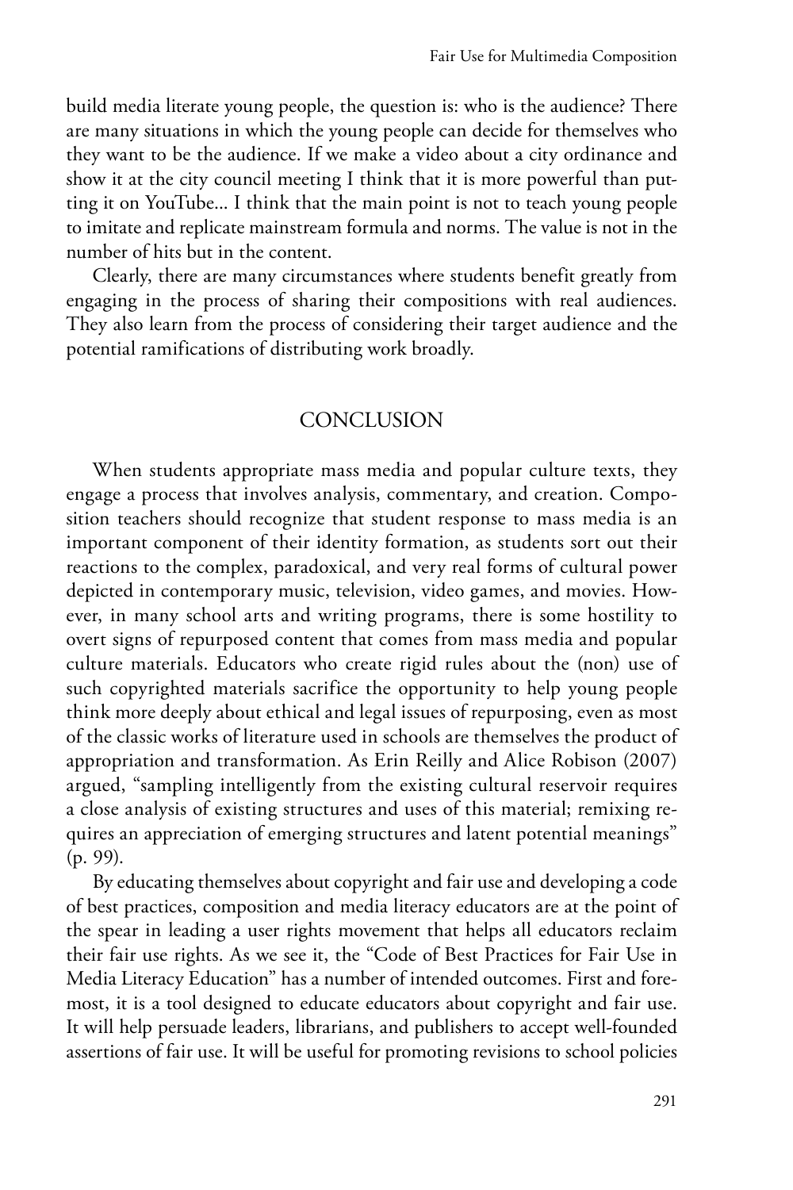build media literate young people, the question is: who is the audience? There are many situations in which the young people can decide for themselves who they want to be the audience. If we make a video about a city ordinance and show it at the city council meeting I think that it is more powerful than putting it on YouTube... I think that the main point is not to teach young people to imitate and replicate mainstream formula and norms. The value is not in the number of hits but in the content.

Clearly, there are many circumstances where students benefit greatly from engaging in the process of sharing their compositions with real audiences. They also learn from the process of considering their target audience and the potential ramifications of distributing work broadly.

## CONCLUSION

When students appropriate mass media and popular culture texts, they engage a process that involves analysis, commentary, and creation. Composition teachers should recognize that student response to mass media is an important component of their identity formation, as students sort out their reactions to the complex, paradoxical, and very real forms of cultural power depicted in contemporary music, television, video games, and movies. However, in many school arts and writing programs, there is some hostility to overt signs of repurposed content that comes from mass media and popular culture materials. Educators who create rigid rules about the (non) use of such copyrighted materials sacrifice the opportunity to help young people think more deeply about ethical and legal issues of repurposing, even as most of the classic works of literature used in schools are themselves the product of appropriation and transformation. As Erin Reilly and Alice Robison (2007) argued, "sampling intelligently from the existing cultural reservoir requires a close analysis of existing structures and uses of this material; remixing requires an appreciation of emerging structures and latent potential meanings" (p. 99).

By educating themselves about copyright and fair use and developing a code of best practices, composition and media literacy educators are at the point of the spear in leading a user rights movement that helps all educators reclaim their fair use rights. As we see it, the "Code of Best Practices for Fair Use in Media Literacy Education" has a number of intended outcomes. First and foremost, it is a tool designed to educate educators about copyright and fair use. It will help persuade leaders, librarians, and publishers to accept well-founded assertions of fair use. It will be useful for promoting revisions to school policies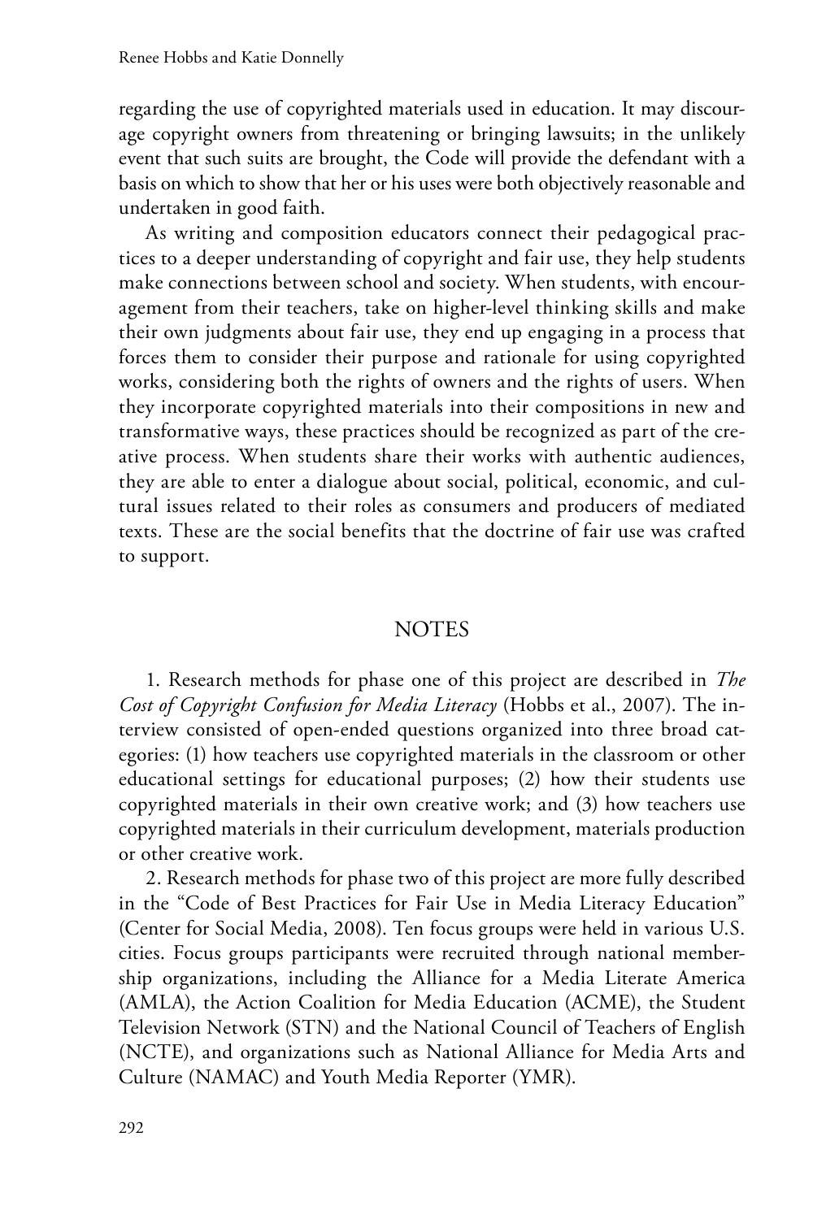regarding the use of copyrighted materials used in education. It may discourage copyright owners from threatening or bringing lawsuits; in the unlikely event that such suits are brought, the Code will provide the defendant with a basis on which to show that her or his uses were both objectively reasonable and undertaken in good faith.

As writing and composition educators connect their pedagogical practices to a deeper understanding of copyright and fair use, they help students make connections between school and society. When students, with encouragement from their teachers, take on higher-level thinking skills and make their own judgments about fair use, they end up engaging in a process that forces them to consider their purpose and rationale for using copyrighted works, considering both the rights of owners and the rights of users. When they incorporate copyrighted materials into their compositions in new and transformative ways, these practices should be recognized as part of the creative process. When students share their works with authentic audiences, they are able to enter a dialogue about social, political, economic, and cultural issues related to their roles as consumers and producers of mediated texts. These are the social benefits that the doctrine of fair use was crafted to support.

## NOTES

1. Research methods for phase one of this project are described in *The Cost of Copyright Confusion for Media Literacy* (Hobbs et al., 2007). The interview consisted of open-ended questions organized into three broad categories: (1) how teachers use copyrighted materials in the classroom or other educational settings for educational purposes; (2) how their students use copyrighted materials in their own creative work; and (3) how teachers use copyrighted materials in their curriculum development, materials production or other creative work.

2. Research methods for phase two of this project are more fully described in the "Code of Best Practices for Fair Use in Media Literacy Education" (Center for Social Media, 2008). Ten focus groups were held in various U.S. cities. Focus groups participants were recruited through national membership organizations, including the Alliance for a Media Literate America (AMLA), the Action Coalition for Media Education (ACME), the Student Television Network (STN) and the National Council of Teachers of English (NCTE), and organizations such as National Alliance for Media Arts and Culture (NAMAC) and Youth Media Reporter (YMR).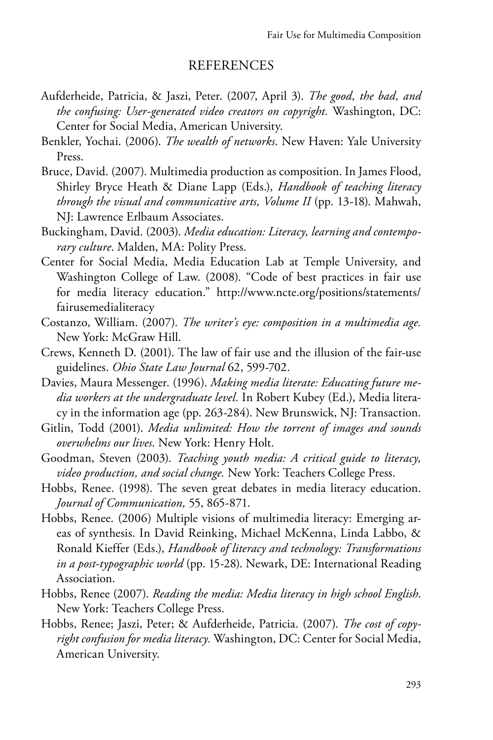## REFERENCES

Aufderheide, Patricia, & Jaszi, Peter. (2007, April 3). *The good, the bad, and the confusing: User-generated video creators on copyright.* Washington, DC: Center for Social Media, American University.

Benkler, Yochai. (2006). *The wealth of networks*. New Haven: Yale University Press.

Bruce, David. (2007). Multimedia production as composition. In James Flood, Shirley Bryce Heath & Diane Lapp (Eds.), *Handbook of teaching literacy through the visual and communicative arts, Volume II* (pp. 13-18). Mahwah, NJ: Lawrence Erlbaum Associates.

Buckingham, David. (2003). *Media education: Literacy, learning and contemporary culture*. Malden, MA: Polity Press.

Center for Social Media, Media Education Lab at Temple University, and Washington College of Law. (2008). "Code of best practices in fair use for media literacy education." http://www.ncte.org/positions/statements/fairusemedialiteracy

Costanzo, William. (2007). *The writer's eye: composition in a multimedia age.* New York: McGraw Hill.

Crews, Kenneth D. (2001). The law of fair use and the illusion of the fair-use guidelines. *Ohio State Law Journal* 62, 599-702.

Davies, Maura Messenger. (1996). *Making media literate: Educating future media workers at the undergraduate level.* In Robert Kubey (Ed.), Media literacy in the information age (pp. 263-284). New Brunswick, NJ: Transaction.

Gitlin, Todd (2001). *Media unlimited: How the torrent of images and sounds overwhelms our lives*. New York: Henry Holt.

Goodman, Steven (2003). *Teaching youth media: A critical guide to literacy, video production, and social change.* New York: Teachers College Press.

Hobbs, Renee. (1998). The seven great debates in media literacy education. *Journal of Communication,* 55, 865-871.

Hobbs, Renee. (2006) Multiple visions of multimedia literacy: Emerging areas of synthesis. In David Reinking, Michael McKenna, Linda Labbo, & Ronald Kieffer (Eds.), *Handbook of literacy and technology: Transformations in a post-typographic world* (pp. 15-28). Newark, DE: International Reading Association.

Hobbs, Renee (2007). *Reading the media: Media literacy in high school English*. New York: Teachers College Press.

Hobbs, Renee; Jaszi, Peter; & Aufderheide, Patricia. (2007). *The cost of copyright confusion for media literacy.* Washington, DC: Center for Social Media, American University.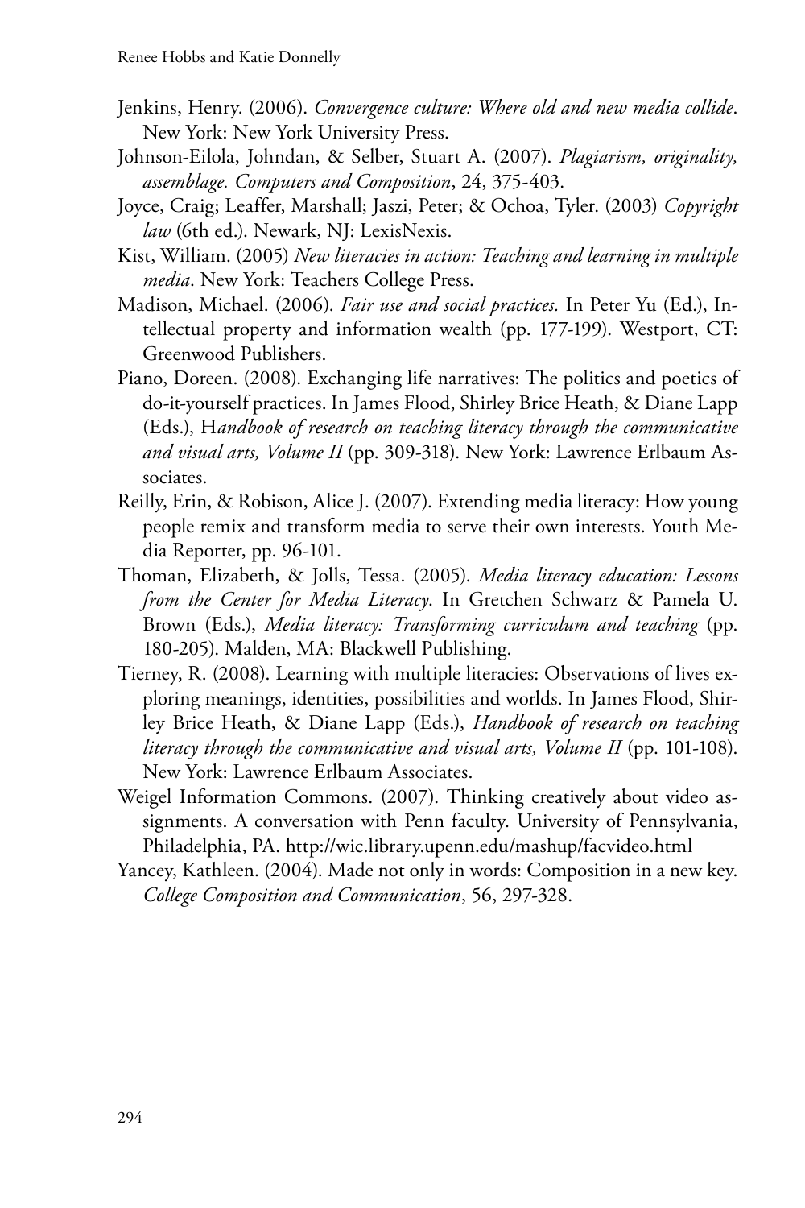Jenkins, Henry. (2006). *Convergence culture: Where old and new media collide*. New York: New York University Press.

Johnson-Eilola, Johndan, & Selber, Stuart A. (2007). *Plagiarism, originality, assemblage. Computers and Composition*, 24, 375-403.

Joyce, Craig; Leaffer, Marshall; Jaszi, Peter; & Ochoa, Tyler. (2003) *Copyright law* (6th ed.). Newark, NJ: LexisNexis.

Kist, William. (2005) *New literacies in action: Teaching and learning in multiple media*. New York: Teachers College Press.

Madison, Michael. (2006). *Fair use and social practices.* In Peter Yu (Ed.), Intellectual property and information wealth (pp. 177-199). Westport, CT: Greenwood Publishers.

Piano, Doreen. (2008). Exchanging life narratives: The politics and poetics of do-it-yourself practices. In James Flood, Shirley Brice Heath, & Diane Lapp (Eds.), H*andbook of research on teaching literacy through the communicative and visual arts, Volume II* (pp. 309-318). New York: Lawrence Erlbaum Associates.

Reilly, Erin, & Robison, Alice J. (2007). Extending media literacy: How young people remix and transform media to serve their own interests. Youth Media Reporter, pp. 96-101.

Thoman, Elizabeth, & Jolls, Tessa. (2005). *Media literacy education: Lessons from the Center for Media Literacy*. In Gretchen Schwarz & Pamela U. Brown (Eds.), *Media literacy: Transforming curriculum and teaching* (pp. 180-205). Malden, MA: Blackwell Publishing.

Tierney, R. (2008). Learning with multiple literacies: Observations of lives exploring meanings, identities, possibilities and worlds. In James Flood, Shirley Brice Heath, & Diane Lapp (Eds.), *Handbook of research on teaching literacy through the communicative and visual arts, Volume II* (pp. 101-108). New York: Lawrence Erlbaum Associates.

Weigel Information Commons. (2007). Thinking creatively about video assignments. A conversation with Penn faculty. University of Pennsylvania, Philadelphia, PA. http://wic.library.upenn.edu/mashup/facvideo.html

Yancey, Kathleen. (2004). Made not only in words: Composition in a new key. *College Composition and Communication*, 56, 297-328.